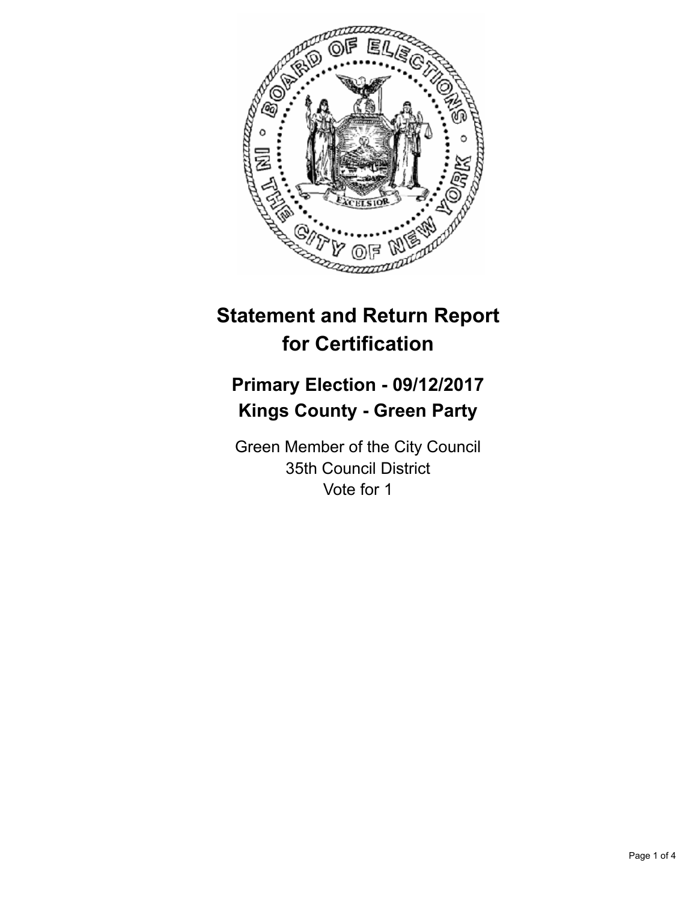# Statement and Return Report for Certification

## Primary Election - 09/12/2017
## Kings County - Green Party

Green Member of the City Council
35th Council District
Vote for 1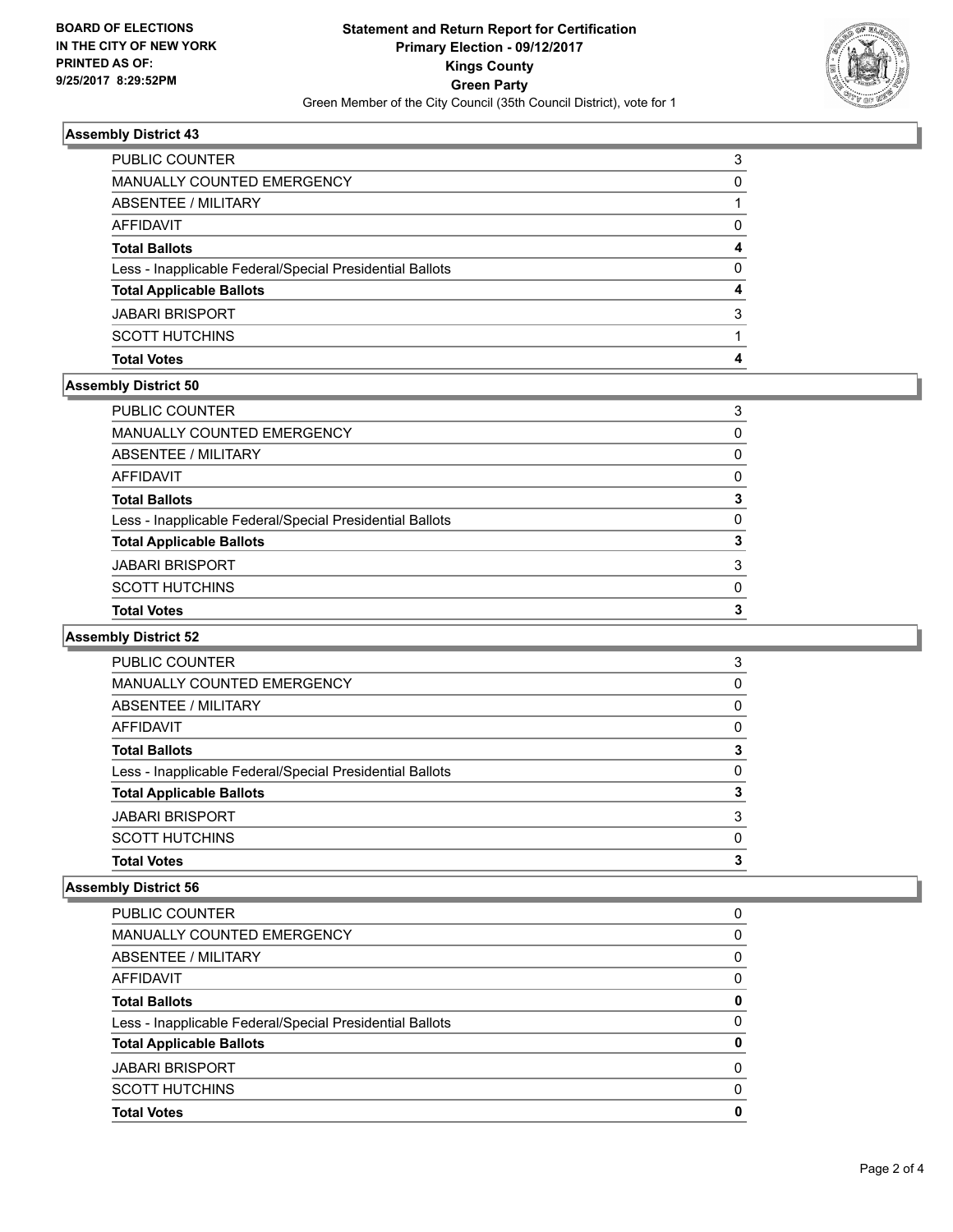**BOARD OF ELECTIONS IN THE CITY OF NEW YORK PRINTED AS OF: 9/25/2017 8:29:52PM**

**Statement and Return Report for Certification**
**Primary Election - 09/12/2017**
**Kings County**
**Green Party**
Green Member of the City Council (35th Council District), vote for 1

### Assembly District 43

| | |
|---|---|
| PUBLIC COUNTER | 3 |
| MANUALLY COUNTED EMERGENCY | 0 |
| ABSENTEE / MILITARY | 1 |
| AFFIDAVIT | 0 |
| **Total Ballots** | **4** |
| Less - Inapplicable Federal/Special Presidential Ballots | 0 |
| **Total Applicable Ballots** | **4** |
| JABARI BRISPORT | 3 |
| SCOTT HUTCHINS | 1 |
| **Total Votes** | **4** |

### Assembly District 50

| | |
|---|---|
| PUBLIC COUNTER | 3 |
| MANUALLY COUNTED EMERGENCY | 0 |
| ABSENTEE / MILITARY | 0 |
| AFFIDAVIT | 0 |
| **Total Ballots** | **3** |
| Less - Inapplicable Federal/Special Presidential Ballots | 0 |
| **Total Applicable Ballots** | **3** |
| JABARI BRISPORT | 3 |
| SCOTT HUTCHINS | 0 |
| **Total Votes** | **3** |

### Assembly District 52

| | |
|---|---|
| PUBLIC COUNTER | 3 |
| MANUALLY COUNTED EMERGENCY | 0 |
| ABSENTEE / MILITARY | 0 |
| AFFIDAVIT | 0 |
| **Total Ballots** | **3** |
| Less - Inapplicable Federal/Special Presidential Ballots | 0 |
| **Total Applicable Ballots** | **3** |
| JABARI BRISPORT | 3 |
| SCOTT HUTCHINS | 0 |
| **Total Votes** | **3** |

### Assembly District 56

| | |
|---|---|
| PUBLIC COUNTER | 0 |
| MANUALLY COUNTED EMERGENCY | 0 |
| ABSENTEE / MILITARY | 0 |
| AFFIDAVIT | 0 |
| **Total Ballots** | **0** |
| Less - Inapplicable Federal/Special Presidential Ballots | 0 |
| **Total Applicable Ballots** | **0** |
| JABARI BRISPORT | 0 |
| SCOTT HUTCHINS | 0 |
| **Total Votes** | **0** |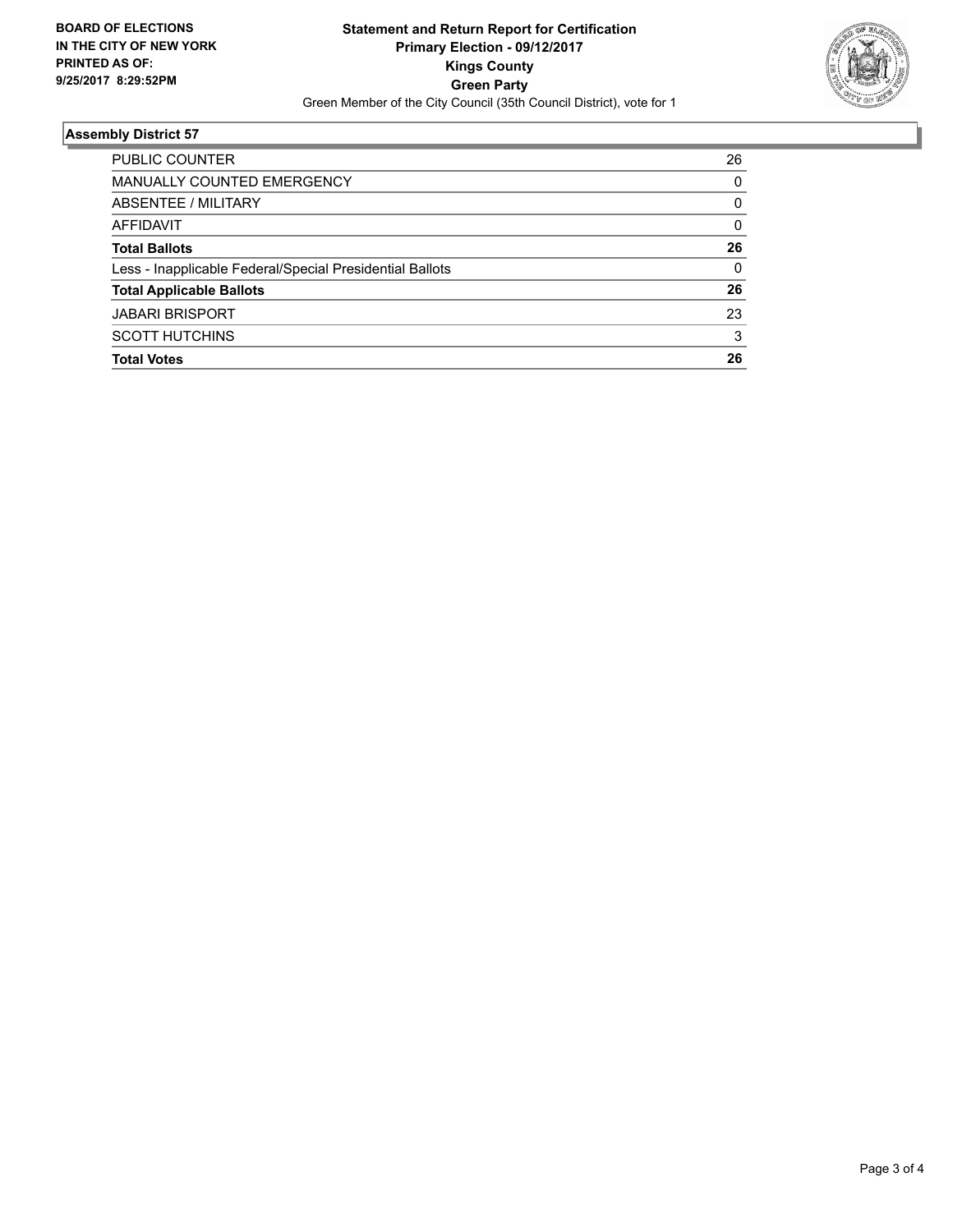**BOARD OF ELECTIONS IN THE CITY OF NEW YORK PRINTED AS OF: 9/25/2017 8:29:52PM**

**Statement and Return Report for Certification**
**Primary Election - 09/12/2017**
**Kings County**
**Green Party**
Green Member of the City Council (35th Council District), vote for 1

## Assembly District 57

| | |
|---|---|
| PUBLIC COUNTER | 26 |
| MANUALLY COUNTED EMERGENCY | 0 |
| ABSENTEE / MILITARY | 0 |
| AFFIDAVIT | 0 |
| **Total Ballots** | **26** |
| Less - Inapplicable Federal/Special Presidential Ballots | 0 |
| **Total Applicable Ballots** | **26** |
| JABARI BRISPORT | 23 |
| SCOTT HUTCHINS | 3 |
| **Total Votes** | **26** |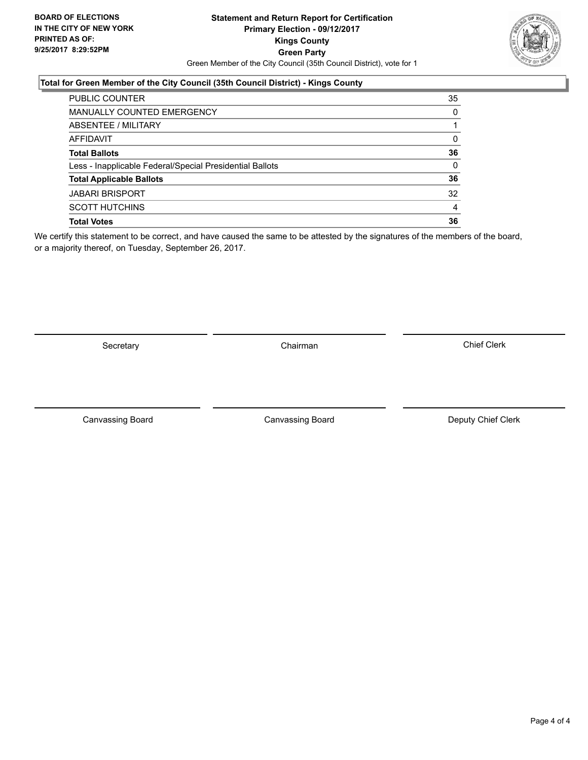**BOARD OF ELECTIONS IN THE CITY OF NEW YORK PRINTED AS OF: 9/25/2017 8:29:52PM**

**Statement and Return Report for Certification**
**Primary Election - 09/12/2017**
**Kings County**
**Green Party**

Green Member of the City Council (35th Council District), vote for 1

**Total for Green Member of the City Council (35th Council District) - Kings County**

| | |
|---|---|
| PUBLIC COUNTER | 35 |
| MANUALLY COUNTED EMERGENCY | 0 |
| ABSENTEE / MILITARY | 1 |
| AFFIDAVIT | 0 |
| **Total Ballots** | **36** |
| Less - Inapplicable Federal/Special Presidential Ballots | 0 |
| **Total Applicable Ballots** | **36** |
| JABARI BRISPORT | 32 |
| SCOTT HUTCHINS | 4 |
| **Total Votes** | **36** |

We certify this statement to be correct, and have caused the same to be attested by the signatures of the members of the board, or a majority thereof, on Tuesday, September 26, 2017.

Secretary

Chairman

Chief Clerk

Canvassing Board

Canvassing Board

Deputy Chief Clerk